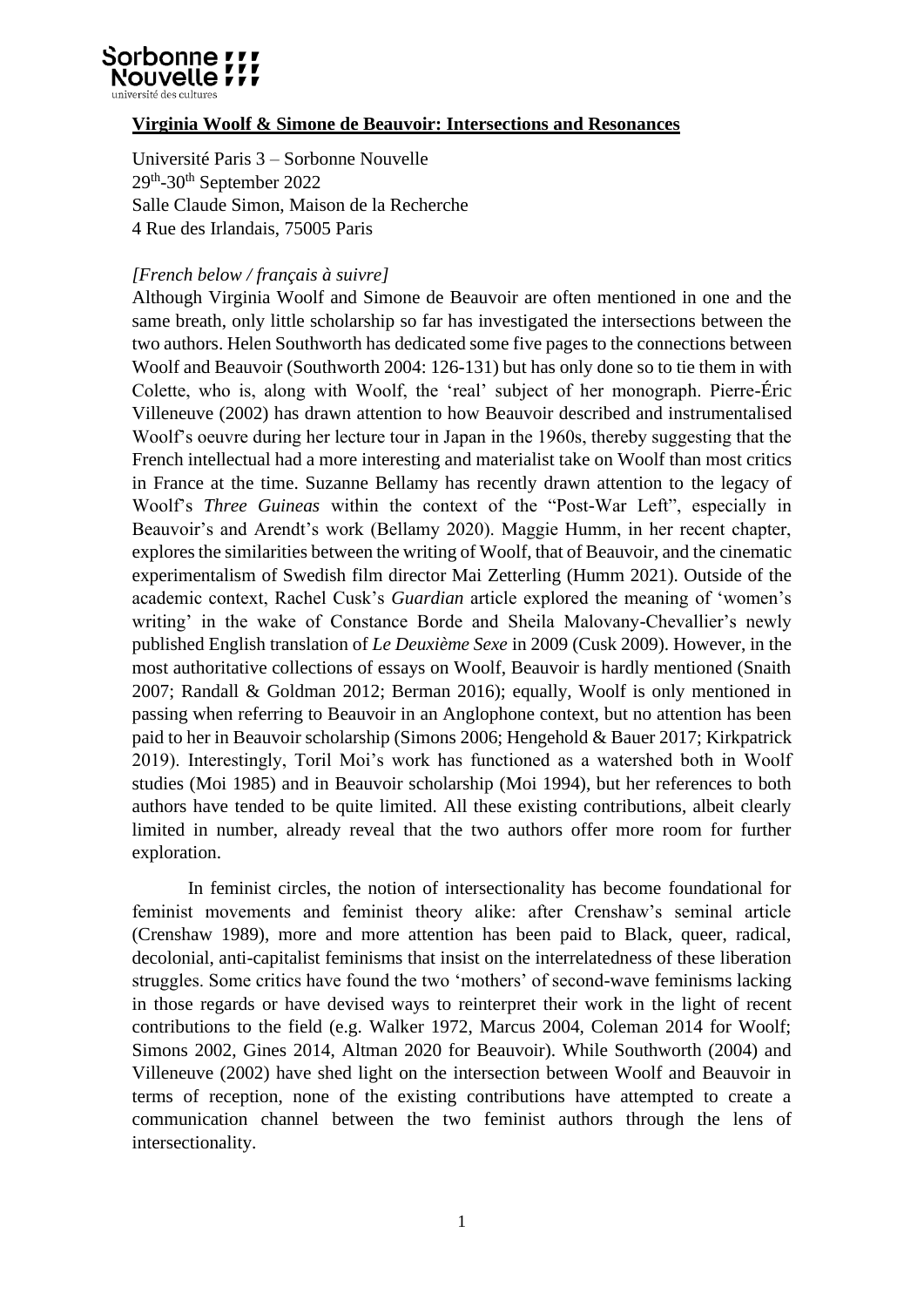**Virginia Woolf & Simone de Beauvoir: Intersections and Resonances**

Université Paris 3 – Sorbonne Nouvelle
29th-30th September 2022
Salle Claude Simon, Maison de la Recherche
4 Rue des Irlandais, 75005 Paris

*[French below / français à suivre]*

Although Virginia Woolf and Simone de Beauvoir are often mentioned in one and the same breath, only little scholarship so far has investigated the intersections between the two authors. Helen Southworth has dedicated some five pages to the connections between Woolf and Beauvoir (Southworth 2004: 126-131) but has only done so to tie them in with Colette, who is, along with Woolf, the 'real' subject of her monograph. Pierre-Éric Villeneuve (2002) has drawn attention to how Beauvoir described and instrumentalised Woolf's oeuvre during her lecture tour in Japan in the 1960s, thereby suggesting that the French intellectual had a more interesting and materialist take on Woolf than most critics in France at the time. Suzanne Bellamy has recently drawn attention to the legacy of Woolf's *Three Guineas* within the context of the "Post-War Left", especially in Beauvoir's and Arendt's work (Bellamy 2020). Maggie Humm, in her recent chapter, explores the similarities between the writing of Woolf, that of Beauvoir, and the cinematic experimentalism of Swedish film director Mai Zetterling (Humm 2021). Outside of the academic context, Rachel Cusk's *Guardian* article explored the meaning of 'women's writing' in the wake of Constance Borde and Sheila Malovany-Chevallier's newly published English translation of *Le Deuxième Sexe* in 2009 (Cusk 2009). However, in the most authoritative collections of essays on Woolf, Beauvoir is hardly mentioned (Snaith 2007; Randall & Goldman 2012; Berman 2016); equally, Woolf is only mentioned in passing when referring to Beauvoir in an Anglophone context, but no attention has been paid to her in Beauvoir scholarship (Simons 2006; Hengehold & Bauer 2017; Kirkpatrick 2019). Interestingly, Toril Moi's work has functioned as a watershed both in Woolf studies (Moi 1985) and in Beauvoir scholarship (Moi 1994), but her references to both authors have tended to be quite limited. All these existing contributions, albeit clearly limited in number, already reveal that the two authors offer more room for further exploration.

In feminist circles, the notion of intersectionality has become foundational for feminist movements and feminist theory alike: after Crenshaw's seminal article (Crenshaw 1989), more and more attention has been paid to Black, queer, radical, decolonial, anti-capitalist feminisms that insist on the interrelatedness of these liberation struggles. Some critics have found the two 'mothers' of second-wave feminisms lacking in those regards or have devised ways to reinterpret their work in the light of recent contributions to the field (e.g. Walker 1972, Marcus 2004, Coleman 2014 for Woolf; Simons 2002, Gines 2014, Altman 2020 for Beauvoir). While Southworth (2004) and Villeneuve (2002) have shed light on the intersection between Woolf and Beauvoir in terms of reception, none of the existing contributions have attempted to create a communication channel between the two feminist authors through the lens of intersectionality.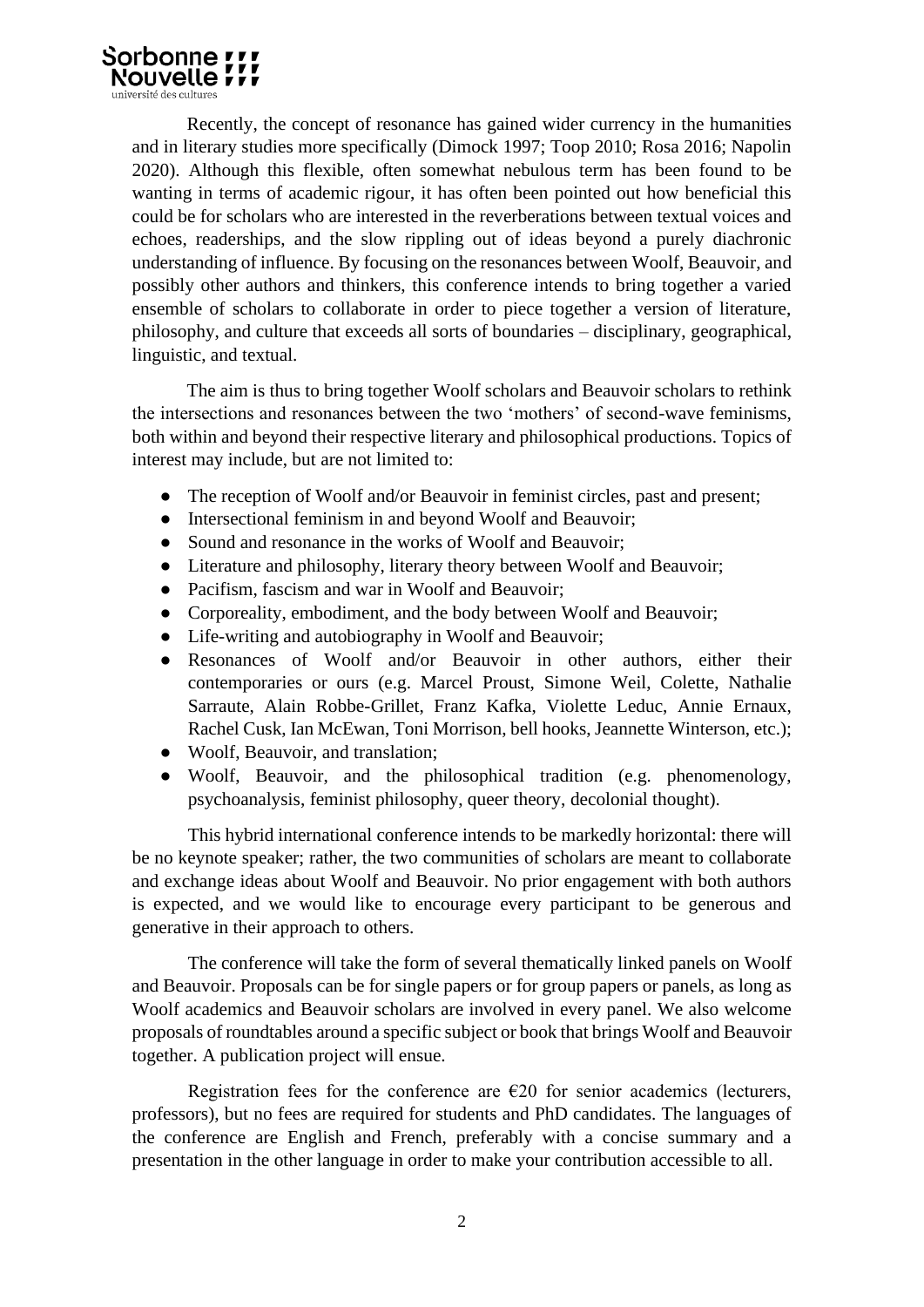Recently, the concept of resonance has gained wider currency in the humanities and in literary studies more specifically (Dimock 1997; Toop 2010; Rosa 2016; Napolin 2020). Although this flexible, often somewhat nebulous term has been found to be wanting in terms of academic rigour, it has often been pointed out how beneficial this could be for scholars who are interested in the reverberations between textual voices and echoes, readerships, and the slow rippling out of ideas beyond a purely diachronic understanding of influence. By focusing on the resonances between Woolf, Beauvoir, and possibly other authors and thinkers, this conference intends to bring together a varied ensemble of scholars to collaborate in order to piece together a version of literature, philosophy, and culture that exceeds all sorts of boundaries – disciplinary, geographical, linguistic, and textual.

The aim is thus to bring together Woolf scholars and Beauvoir scholars to rethink the intersections and resonances between the two 'mothers' of second-wave feminisms, both within and beyond their respective literary and philosophical productions. Topics of interest may include, but are not limited to:

- The reception of Woolf and/or Beauvoir in feminist circles, past and present;
- Intersectional feminism in and beyond Woolf and Beauvoir;
- Sound and resonance in the works of Woolf and Beauvoir;
- Literature and philosophy, literary theory between Woolf and Beauvoir;
- Pacifism, fascism and war in Woolf and Beauvoir;
- Corporeality, embodiment, and the body between Woolf and Beauvoir;
- Life-writing and autobiography in Woolf and Beauvoir;
- Resonances of Woolf and/or Beauvoir in other authors, either their contemporaries or ours (e.g. Marcel Proust, Simone Weil, Colette, Nathalie Sarraute, Alain Robbe-Grillet, Franz Kafka, Violette Leduc, Annie Ernaux, Rachel Cusk, Ian McEwan, Toni Morrison, bell hooks, Jeannette Winterson, etc.);
- Woolf, Beauvoir, and translation;
- Woolf, Beauvoir, and the philosophical tradition (e.g. phenomenology, psychoanalysis, feminist philosophy, queer theory, decolonial thought).

This hybrid international conference intends to be markedly horizontal: there will be no keynote speaker; rather, the two communities of scholars are meant to collaborate and exchange ideas about Woolf and Beauvoir. No prior engagement with both authors is expected, and we would like to encourage every participant to be generous and generative in their approach to others.

The conference will take the form of several thematically linked panels on Woolf and Beauvoir. Proposals can be for single papers or for group papers or panels, as long as Woolf academics and Beauvoir scholars are involved in every panel. We also welcome proposals of roundtables around a specific subject or book that brings Woolf and Beauvoir together. A publication project will ensue.

Registration fees for the conference are €20 for senior academics (lecturers, professors), but no fees are required for students and PhD candidates. The languages of the conference are English and French, preferably with a concise summary and a presentation in the other language in order to make your contribution accessible to all.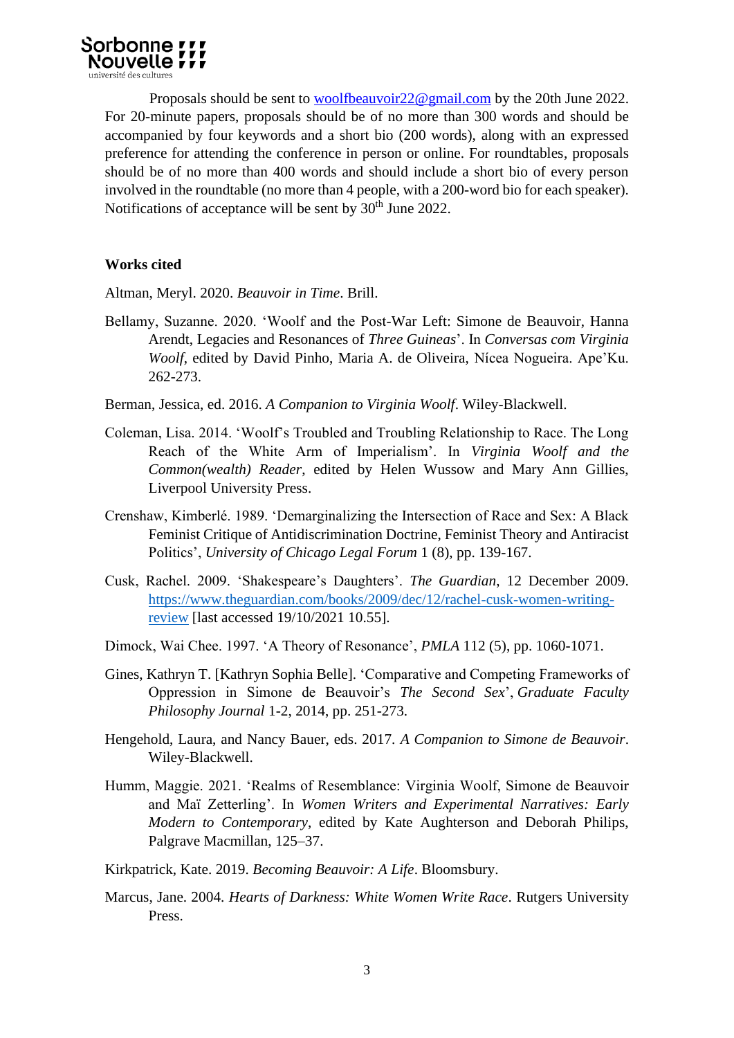Proposals should be sent to [woolfbeauvoir22@gmail.com](mailto:woolfbeauvoir22@gmail.com) by the 20th June 2022. For 20-minute papers, proposals should be of no more than 300 words and should be accompanied by four keywords and a short bio (200 words), along with an expressed preference for attending the conference in person or online. For roundtables, proposals should be of no more than 400 words and should include a short bio of every person involved in the roundtable (no more than 4 people, with a 200-word bio for each speaker). Notifications of acceptance will be sent by 30th June 2022.

**Works cited**

Altman, Meryl. 2020. *Beauvoir in Time*. Brill.

Bellamy, Suzanne. 2020. 'Woolf and the Post-War Left: Simone de Beauvoir, Hanna Arendt, Legacies and Resonances of *Three Guineas*'. In *Conversas com Virginia Woolf*, edited by David Pinho, Maria A. de Oliveira, Nícea Nogueira. Ape'Ku. 262-273.

Berman, Jessica, ed. 2016. *A Companion to Virginia Woolf*. Wiley-Blackwell.

Coleman, Lisa. 2014. 'Woolf's Troubled and Troubling Relationship to Race. The Long Reach of the White Arm of Imperialism'. In *Virginia Woolf and the Common(wealth) Reader*, edited by Helen Wussow and Mary Ann Gillies, Liverpool University Press.

Crenshaw, Kimberlé. 1989. 'Demarginalizing the Intersection of Race and Sex: A Black Feminist Critique of Antidiscrimination Doctrine, Feminist Theory and Antiracist Politics', *University of Chicago Legal Forum* 1 (8), pp. 139-167.

Cusk, Rachel. 2009. 'Shakespeare's Daughters'. *The Guardian*, 12 December 2009. [https://www.theguardian.com/books/2009/dec/12/rachel-cusk-women-writing-review](https://www.theguardian.com/books/2009/dec/12/rachel-cusk-women-writing-review) [last accessed 19/10/2021 10.55].

Dimock, Wai Chee. 1997. 'A Theory of Resonance', *PMLA* 112 (5), pp. 1060-1071.

Gines, Kathryn T. [Kathryn Sophia Belle]. 'Comparative and Competing Frameworks of Oppression in Simone de Beauvoir's *The Second Sex*', *Graduate Faculty Philosophy Journal* 1-2, 2014, pp. 251-273.

Hengehold, Laura, and Nancy Bauer, eds. 2017. *A Companion to Simone de Beauvoir*. Wiley-Blackwell.

Humm, Maggie. 2021. 'Realms of Resemblance: Virginia Woolf, Simone de Beauvoir and Maï Zetterling'. In *Women Writers and Experimental Narratives: Early Modern to Contemporary*, edited by Kate Aughterson and Deborah Philips, Palgrave Macmillan, 125–37.

Kirkpatrick, Kate. 2019. *Becoming Beauvoir: A Life*. Bloomsbury.

Marcus, Jane. 2004. *Hearts of Darkness: White Women Write Race*. Rutgers University Press.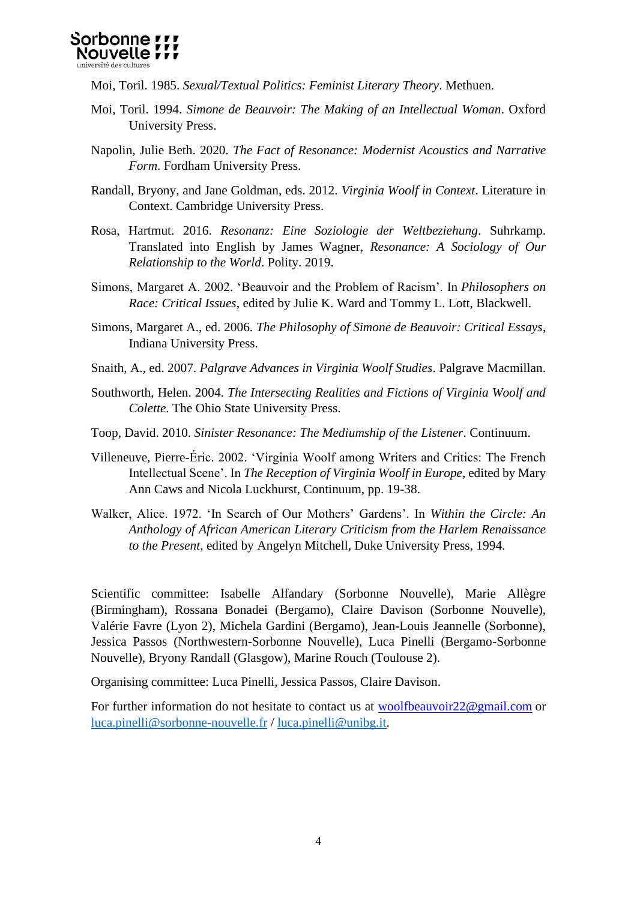Moi, Toril. 1985. *Sexual/Textual Politics: Feminist Literary Theory*. Methuen.

Moi, Toril. 1994. *Simone de Beauvoir: The Making of an Intellectual Woman*. Oxford University Press.

Napolin, Julie Beth. 2020. *The Fact of Resonance: Modernist Acoustics and Narrative Form*. Fordham University Press.

Randall, Bryony, and Jane Goldman, eds. 2012. *Virginia Woolf in Context*. Literature in Context. Cambridge University Press.

Rosa, Hartmut. 2016. *Resonanz: Eine Soziologie der Weltbeziehung*. Suhrkamp. Translated into English by James Wagner, *Resonance: A Sociology of Our Relationship to the World*. Polity. 2019.

Simons, Margaret A. 2002. 'Beauvoir and the Problem of Racism'. In *Philosophers on Race: Critical Issues*, edited by Julie K. Ward and Tommy L. Lott, Blackwell.

Simons, Margaret A., ed. 2006. *The Philosophy of Simone de Beauvoir: Critical Essays*, Indiana University Press.

Snaith, A., ed. 2007. *Palgrave Advances in Virginia Woolf Studies*. Palgrave Macmillan.

Southworth, Helen. 2004. *The Intersecting Realities and Fictions of Virginia Woolf and Colette*. The Ohio State University Press.

Toop, David. 2010. *Sinister Resonance: The Mediumship of the Listener*. Continuum.

Villeneuve, Pierre-Éric. 2002. 'Virginia Woolf among Writers and Critics: The French Intellectual Scene'. In *The Reception of Virginia Woolf in Europe*, edited by Mary Ann Caws and Nicola Luckhurst, Continuum, pp. 19-38.

Walker, Alice. 1972. 'In Search of Our Mothers' Gardens'. In *Within the Circle: An Anthology of African American Literary Criticism from the Harlem Renaissance to the Present*, edited by Angelyn Mitchell, Duke University Press, 1994.

Scientific committee: Isabelle Alfandary (Sorbonne Nouvelle), Marie Allègre (Birmingham), Rossana Bonadei (Bergamo), Claire Davison (Sorbonne Nouvelle), Valérie Favre (Lyon 2), Michela Gardini (Bergamo), Jean-Louis Jeannelle (Sorbonne), Jessica Passos (Northwestern-Sorbonne Nouvelle), Luca Pinelli (Bergamo-Sorbonne Nouvelle), Bryony Randall (Glasgow), Marine Rouch (Toulouse 2).

Organising committee: Luca Pinelli, Jessica Passos, Claire Davison.

For further information do not hesitate to contact us at woolfbeauvoir22@gmail.com or luca.pinelli@sorbonne-nouvelle.fr / luca.pinelli@unibg.it.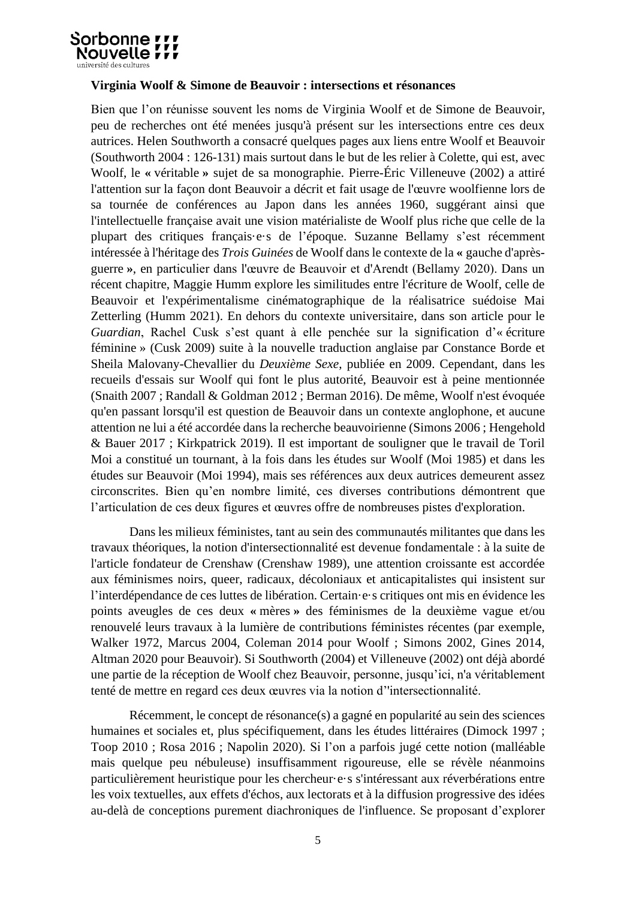**Virginia Woolf & Simone de Beauvoir : intersections et résonances**

Bien que l'on réunisse souvent les noms de Virginia Woolf et de Simone de Beauvoir, peu de recherches ont été menées jusqu'à présent sur les intersections entre ces deux autrices. Helen Southworth a consacré quelques pages aux liens entre Woolf et Beauvoir (Southworth 2004 : 126-131) mais surtout dans le but de les relier à Colette, qui est, avec Woolf, le « véritable » sujet de sa monographie. Pierre-Éric Villeneuve (2002) a attiré l'attention sur la façon dont Beauvoir a décrit et fait usage de l'œuvre woolfienne lors de sa tournée de conférences au Japon dans les années 1960, suggérant ainsi que l'intellectuelle française avait une vision matérialiste de Woolf plus riche que celle de la plupart des critiques français·e·s de l'époque. Suzanne Bellamy s'est récemment intéressée à l'héritage des *Trois Guinées* de Woolf dans le contexte de la « gauche d'après-guerre », en particulier dans l'œuvre de Beauvoir et d'Arendt (Bellamy 2020). Dans un récent chapitre, Maggie Humm explore les similitudes entre l'écriture de Woolf, celle de Beauvoir et l'expérimentalisme cinématographique de la réalisatrice suédoise Mai Zetterling (Humm 2021). En dehors du contexte universitaire, dans son article pour le *Guardian*, Rachel Cusk s'est quant à elle penchée sur la signification d'« écriture féminine » (Cusk 2009) suite à la nouvelle traduction anglaise par Constance Borde et Sheila Malovany-Chevallier du *Deuxième Sexe*, publiée en 2009. Cependant, dans les recueils d'essais sur Woolf qui font le plus autorité, Beauvoir est à peine mentionnée (Snaith 2007 ; Randall & Goldman 2012 ; Berman 2016). De même, Woolf n'est évoquée qu'en passant lorsqu'il est question de Beauvoir dans un contexte anglophone, et aucune attention ne lui a été accordée dans la recherche beauvoirienne (Simons 2006 ; Hengehold & Bauer 2017 ; Kirkpatrick 2019). Il est important de souligner que le travail de Toril Moi a constitué un tournant, à la fois dans les études sur Woolf (Moi 1985) et dans les études sur Beauvoir (Moi 1994), mais ses références aux deux autrices demeurent assez circonscrites. Bien qu'en nombre limité, ces diverses contributions démontrent que l'articulation de ces deux figures et œuvres offre de nombreuses pistes d'exploration.

Dans les milieux féministes, tant au sein des communautés militantes que dans les travaux théoriques, la notion d'intersectionnalité est devenue fondamentale : à la suite de l'article fondateur de Crenshaw (Crenshaw 1989), une attention croissante est accordée aux féminismes noirs, queer, radicaux, décoloniaux et anticapitalistes qui insistent sur l'interdépendance de ces luttes de libération. Certain·e·s critiques ont mis en évidence les points aveugles de ces deux « mères » des féminismes de la deuxième vague et/ou renouvelé leurs travaux à la lumière de contributions féministes récentes (par exemple, Walker 1972, Marcus 2004, Coleman 2014 pour Woolf ; Simons 2002, Gines 2014, Altman 2020 pour Beauvoir). Si Southworth (2004) et Villeneuve (2002) ont déjà abordé une partie de la réception de Woolf chez Beauvoir, personne, jusqu'ici, n'a véritablement tenté de mettre en regard ces deux œuvres via la notion d''intersectionnalité.

Récemment, le concept de résonance(s) a gagné en popularité au sein des sciences humaines et sociales et, plus spécifiquement, dans les études littéraires (Dimock 1997 ; Toop 2010 ; Rosa 2016 ; Napolin 2020). Si l'on a parfois jugé cette notion (malléable mais quelque peu nébuleuse) insuffisamment rigoureuse, elle se révèle néanmoins particulièrement heuristique pour les chercheur·e·s s'intéressant aux réverbérations entre les voix textuelles, aux effets d'échos, aux lectorats et à la diffusion progressive des idées au-delà de conceptions purement diachroniques de l'influence. Se proposant d'explorer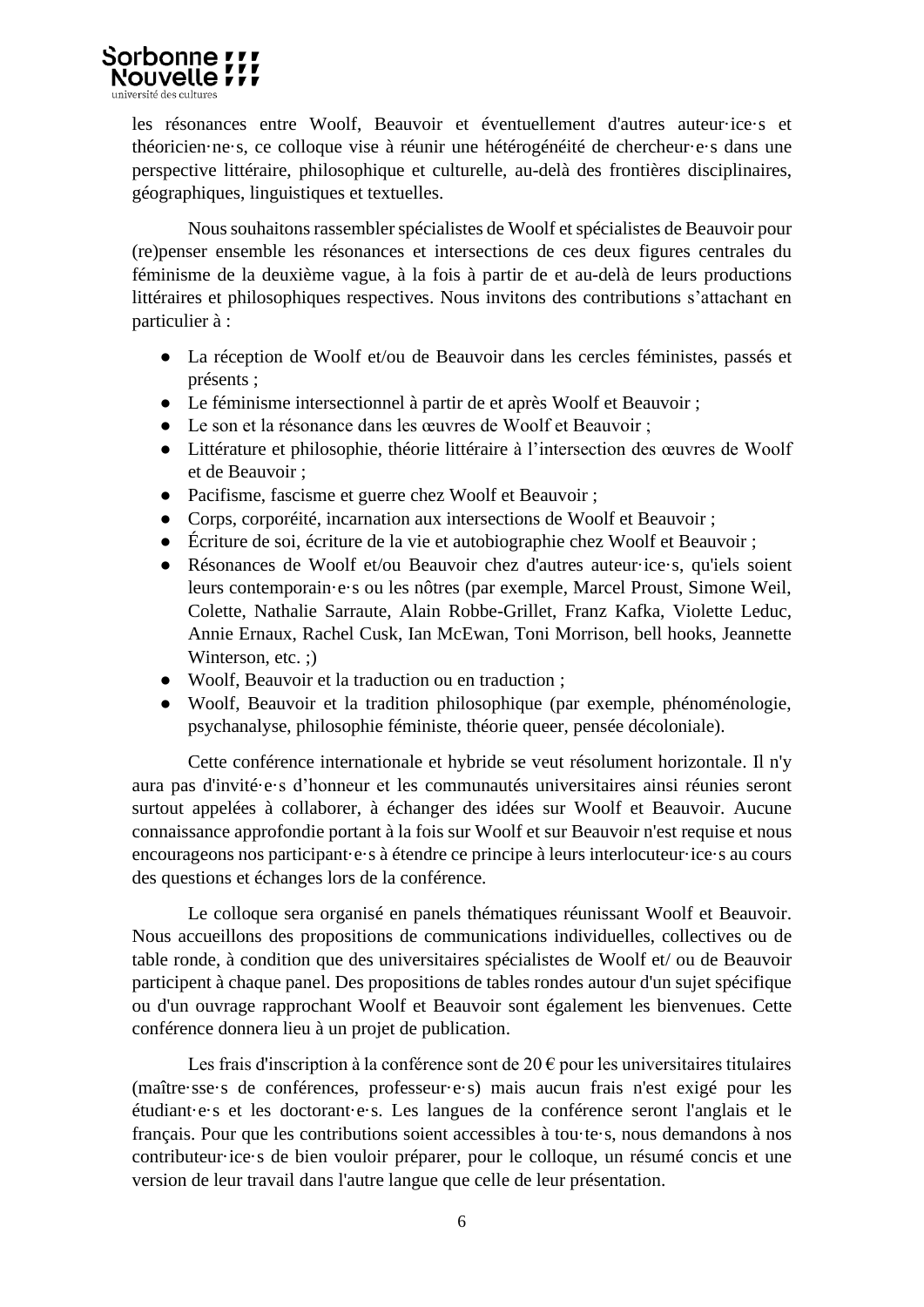les résonances entre Woolf, Beauvoir et éventuellement d'autres auteur·ice·s et théoricien·ne·s, ce colloque vise à réunir une hétérogénéité de chercheur·e·s dans une perspective littéraire, philosophique et culturelle, au-delà des frontières disciplinaires, géographiques, linguistiques et textuelles.

Nous souhaitons rassembler spécialistes de Woolf et spécialistes de Beauvoir pour (re)penser ensemble les résonances et intersections de ces deux figures centrales du féminisme de la deuxième vague, à la fois à partir de et au-delà de leurs productions littéraires et philosophiques respectives. Nous invitons des contributions s'attachant en particulier à :

- La réception de Woolf et/ou de Beauvoir dans les cercles féministes, passés et présents ;
- Le féminisme intersectionnel à partir de et après Woolf et Beauvoir ;
- Le son et la résonance dans les œuvres de Woolf et Beauvoir ;
- Littérature et philosophie, théorie littéraire à l'intersection des œuvres de Woolf et de Beauvoir ;
- Pacifisme, fascisme et guerre chez Woolf et Beauvoir ;
- Corps, corporéité, incarnation aux intersections de Woolf et Beauvoir ;
- Écriture de soi, écriture de la vie et autobiographie chez Woolf et Beauvoir ;
- Résonances de Woolf et/ou Beauvoir chez d'autres auteur·ice·s, qu'iels soient leurs contemporain·e·s ou les nôtres (par exemple, Marcel Proust, Simone Weil, Colette, Nathalie Sarraute, Alain Robbe-Grillet, Franz Kafka, Violette Leduc, Annie Ernaux, Rachel Cusk, Ian McEwan, Toni Morrison, bell hooks, Jeannette Winterson, etc. ;)
- Woolf, Beauvoir et la traduction ou en traduction ;
- Woolf, Beauvoir et la tradition philosophique (par exemple, phénoménologie, psychanalyse, philosophie féministe, théorie queer, pensée décoloniale).

Cette conférence internationale et hybride se veut résolument horizontale. Il n'y aura pas d'invité·e·s d'honneur et les communautés universitaires ainsi réunies seront surtout appelées à collaborer, à échanger des idées sur Woolf et Beauvoir. Aucune connaissance approfondie portant à la fois sur Woolf et sur Beauvoir n'est requise et nous encourageons nos participant·e·s à étendre ce principe à leurs interlocuteur·ice·s au cours des questions et échanges lors de la conférence.

Le colloque sera organisé en panels thématiques réunissant Woolf et Beauvoir. Nous accueillons des propositions de communications individuelles, collectives ou de table ronde, à condition que des universitaires spécialistes de Woolf et/ ou de Beauvoir participent à chaque panel. Des propositions de tables rondes autour d'un sujet spécifique ou d'un ouvrage rapprochant Woolf et Beauvoir sont également les bienvenues. Cette conférence donnera lieu à un projet de publication.

Les frais d'inscription à la conférence sont de 20 € pour les universitaires titulaires (maître·sse·s de conférences, professeur·e·s) mais aucun frais n'est exigé pour les étudiant·e·s et les doctorant·e·s. Les langues de la conférence seront l'anglais et le français. Pour que les contributions soient accessibles à tou·te·s, nous demandons à nos contributeur·ice·s de bien vouloir préparer, pour le colloque, un résumé concis et une version de leur travail dans l'autre langue que celle de leur présentation.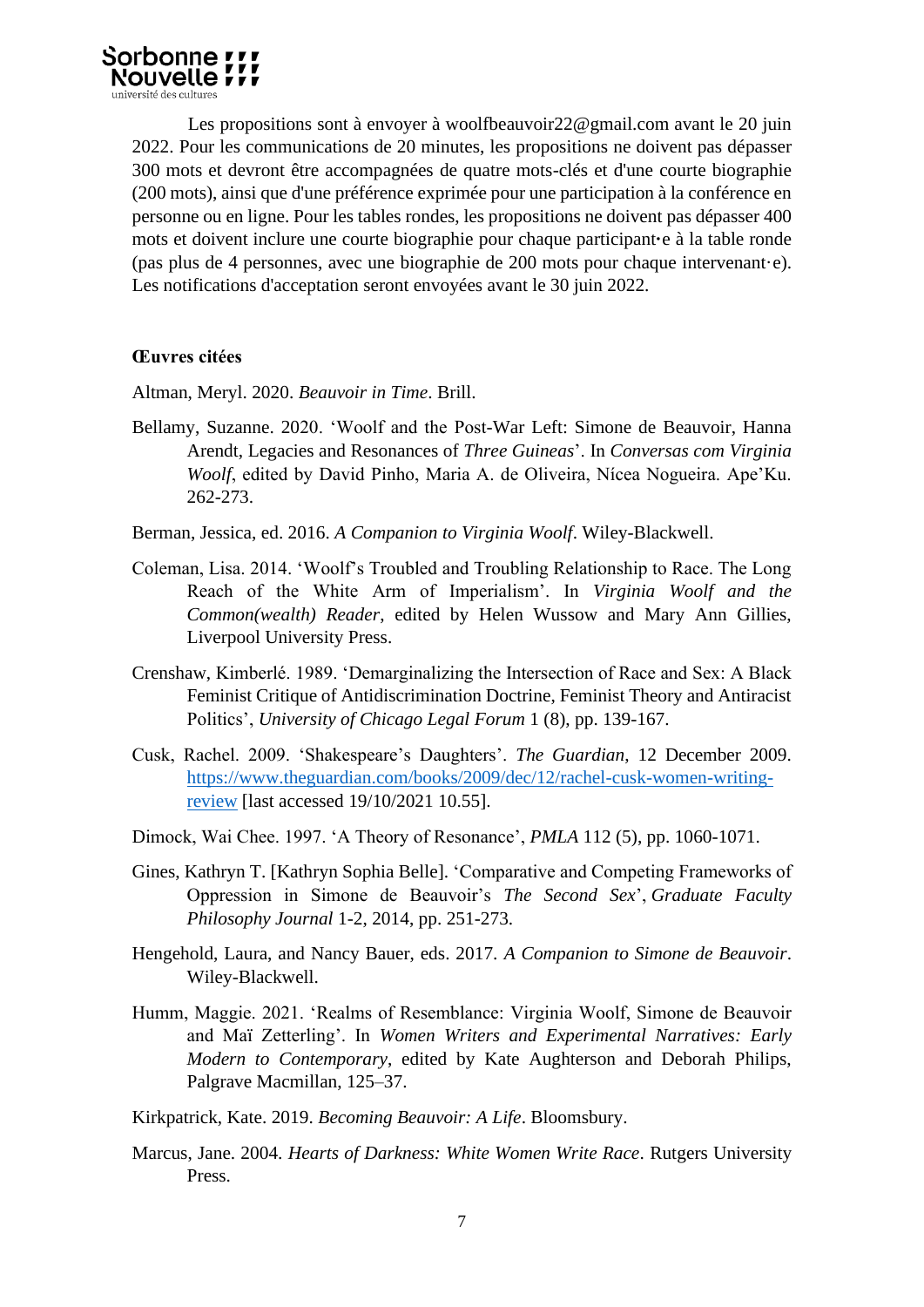Les propositions sont à envoyer à woolfbeauvoir22@gmail.com avant le 20 juin 2022. Pour les communications de 20 minutes, les propositions ne doivent pas dépasser 300 mots et devront être accompagnées de quatre mots-clés et d'une courte biographie (200 mots), ainsi que d'une préférence exprimée pour une participation à la conférence en personne ou en ligne. Pour les tables rondes, les propositions ne doivent pas dépasser 400 mots et doivent inclure une courte biographie pour chaque participant·e à la table ronde (pas plus de 4 personnes, avec une biographie de 200 mots pour chaque intervenant·e). Les notifications d'acceptation seront envoyées avant le 30 juin 2022.

**Œuvres citées**

Altman, Meryl. 2020. *Beauvoir in Time*. Brill.

Bellamy, Suzanne. 2020. 'Woolf and the Post-War Left: Simone de Beauvoir, Hanna Arendt, Legacies and Resonances of *Three Guineas*'. In *Conversas com Virginia Woolf*, edited by David Pinho, Maria A. de Oliveira, Nícea Nogueira. Ape'Ku. 262-273.

Berman, Jessica, ed. 2016. *A Companion to Virginia Woolf*. Wiley-Blackwell.

Coleman, Lisa. 2014. 'Woolf's Troubled and Troubling Relationship to Race. The Long Reach of the White Arm of Imperialism'. In *Virginia Woolf and the Common(wealth) Reader*, edited by Helen Wussow and Mary Ann Gillies, Liverpool University Press.

Crenshaw, Kimberlé. 1989. 'Demarginalizing the Intersection of Race and Sex: A Black Feminist Critique of Antidiscrimination Doctrine, Feminist Theory and Antiracist Politics', *University of Chicago Legal Forum* 1 (8), pp. 139-167.

Cusk, Rachel. 2009. 'Shakespeare's Daughters'. *The Guardian*, 12 December 2009. [https://www.theguardian.com/books/2009/dec/12/rachel-cusk-women-writing-review](https://www.theguardian.com/books/2009/dec/12/rachel-cusk-women-writing-review) [last accessed 19/10/2021 10.55].

Dimock, Wai Chee. 1997. 'A Theory of Resonance', *PMLA* 112 (5), pp. 1060-1071.

Gines, Kathryn T. [Kathryn Sophia Belle]. 'Comparative and Competing Frameworks of Oppression in Simone de Beauvoir's *The Second Sex*', *Graduate Faculty Philosophy Journal* 1-2, 2014, pp. 251-273.

Hengehold, Laura, and Nancy Bauer, eds. 2017. *A Companion to Simone de Beauvoir*. Wiley-Blackwell.

Humm, Maggie. 2021. 'Realms of Resemblance: Virginia Woolf, Simone de Beauvoir and Maï Zetterling'. In *Women Writers and Experimental Narratives: Early Modern to Contemporary*, edited by Kate Aughterson and Deborah Philips, Palgrave Macmillan, 125–37.

Kirkpatrick, Kate. 2019. *Becoming Beauvoir: A Life*. Bloomsbury.

Marcus, Jane. 2004. *Hearts of Darkness: White Women Write Race*. Rutgers University Press.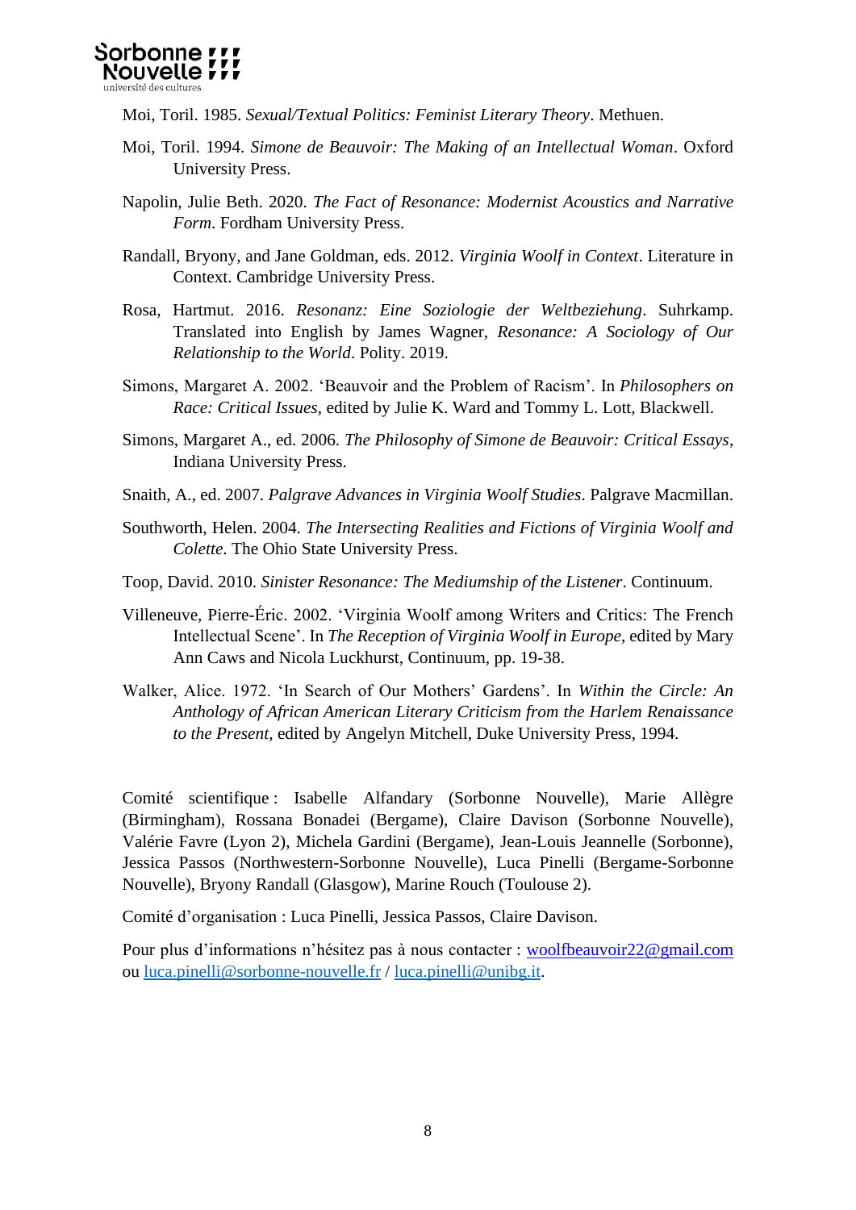Moi, Toril. 1985. *Sexual/Textual Politics: Feminist Literary Theory*. Methuen.

Moi, Toril. 1994. *Simone de Beauvoir: The Making of an Intellectual Woman*. Oxford University Press.

Napolin, Julie Beth. 2020. *The Fact of Resonance: Modernist Acoustics and Narrative Form*. Fordham University Press.

Randall, Bryony, and Jane Goldman, eds. 2012. *Virginia Woolf in Context*. Literature in Context. Cambridge University Press.

Rosa, Hartmut. 2016. *Resonanz: Eine Soziologie der Weltbeziehung*. Suhrkamp. Translated into English by James Wagner, *Resonance: A Sociology of Our Relationship to the World*. Polity. 2019.

Simons, Margaret A. 2002. 'Beauvoir and the Problem of Racism'. In *Philosophers on Race: Critical Issues*, edited by Julie K. Ward and Tommy L. Lott, Blackwell.

Simons, Margaret A., ed. 2006. *The Philosophy of Simone de Beauvoir: Critical Essays*, Indiana University Press.

Snaith, A., ed. 2007. *Palgrave Advances in Virginia Woolf Studies*. Palgrave Macmillan.

Southworth, Helen. 2004. *The Intersecting Realities and Fictions of Virginia Woolf and Colette*. The Ohio State University Press.

Toop, David. 2010. *Sinister Resonance: The Mediumship of the Listener*. Continuum.

Villeneuve, Pierre-Éric. 2002. 'Virginia Woolf among Writers and Critics: The French Intellectual Scene'. In *The Reception of Virginia Woolf in Europe*, edited by Mary Ann Caws and Nicola Luckhurst, Continuum, pp. 19-38.

Walker, Alice. 1972. 'In Search of Our Mothers' Gardens'. In *Within the Circle: An Anthology of African American Literary Criticism from the Harlem Renaissance to the Present*, edited by Angelyn Mitchell, Duke University Press, 1994.

Comité scientifique : Isabelle Alfandary (Sorbonne Nouvelle), Marie Allègre (Birmingham), Rossana Bonadei (Bergame), Claire Davison (Sorbonne Nouvelle), Valérie Favre (Lyon 2), Michela Gardini (Bergame), Jean-Louis Jeannelle (Sorbonne), Jessica Passos (Northwestern-Sorbonne Nouvelle), Luca Pinelli (Bergame-Sorbonne Nouvelle), Bryony Randall (Glasgow), Marine Rouch (Toulouse 2).

Comité d'organisation : Luca Pinelli, Jessica Passos, Claire Davison.

Pour plus d'informations n'hésitez pas à nous contacter : woolfbeauvoir22@gmail.com ou luca.pinelli@sorbonne-nouvelle.fr / luca.pinelli@unibg.it.